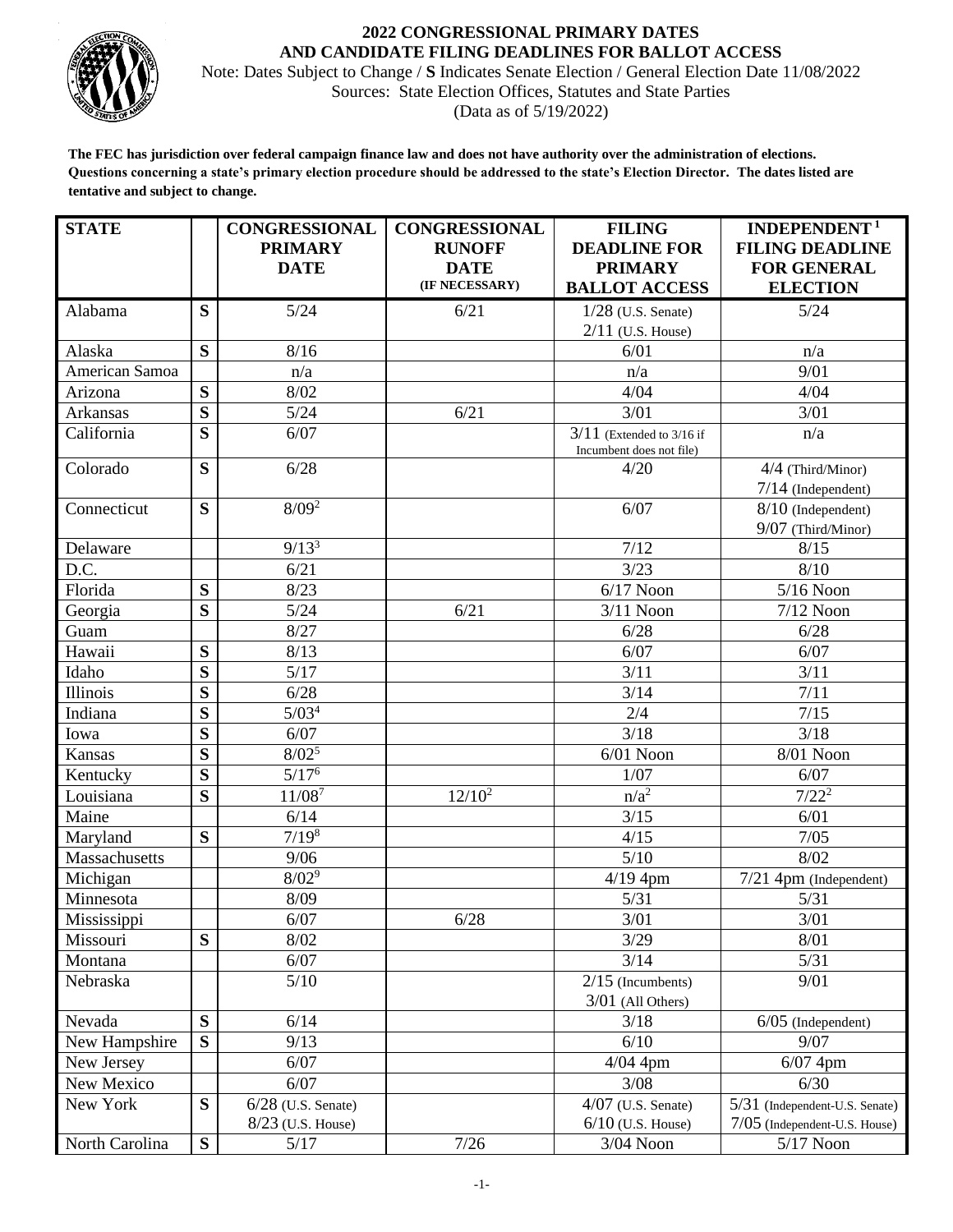# 2022 CONGRESSIONAL PRIMARY DATES AND CANDIDATE FILING DEADLINES FOR BALLOT ACCESS

Note: Dates Subject to Change / **S** Indicates Senate Election / General Election Date 11/08/2022

Sources: State Election Offices, Statutes and State Parties

(Data as of 5/19/2022)

**The FEC has jurisdiction over federal campaign finance law and does not have authority over the administration of elections. Questions concerning a state's primary election procedure should be addressed to the state's Election Director. The dates listed are tentative and subject to change.**

| STATE | | CONGRESSIONAL PRIMARY DATE | CONGRESSIONAL RUNOFF DATE (IF NECESSARY) | FILING DEADLINE FOR PRIMARY BALLOT ACCESS | INDEPENDENT[1] FILING DEADLINE FOR GENERAL ELECTION |
|---|---|---|---|---|---|
| Alabama | S | 5/24 | 6/21 | 1/28 (U.S. Senate) 2/11 (U.S. House) | 5/24 |
| Alaska | S | 8/16 | | 6/01 | n/a |
| American Samoa | | n/a | | n/a | 9/01 |
| Arizona | S | 8/02 | | 4/04 | 4/04 |
| Arkansas | S | 5/24 | 6/21 | 3/01 | 3/01 |
| California | S | 6/07 | | 3/11 (Extended to 3/16 if Incumbent does not file) | n/a |
| Colorado | S | 6/28 | | 4/20 | 4/4 (Third/Minor) 7/14 (Independent) |
| Connecticut | S | 8/09[2] | | 6/07 | 8/10 (Independent) 9/07 (Third/Minor) |
| Delaware | | 9/13[3] | | 7/12 | 8/15 |
| D.C. | | 6/21 | | 3/23 | 8/10 |
| Florida | S | 8/23 | | 6/17 Noon | 5/16 Noon |
| Georgia | S | 5/24 | 6/21 | 3/11 Noon | 7/12 Noon |
| Guam | | 8/27 | | 6/28 | 6/28 |
| Hawaii | S | 8/13 | | 6/07 | 6/07 |
| Idaho | S | 5/17 | | 3/11 | 3/11 |
| Illinois | S | 6/28 | | 3/14 | 7/11 |
| Indiana | S | 5/03[4] | | 2/4 | 7/15 |
| Iowa | S | 6/07 | | 3/18 | 3/18 |
| Kansas | S | 8/02[5] | | 6/01 Noon | 8/01 Noon |
| Kentucky | S | 5/17[6] | | 1/07 | 6/07 |
| Louisiana | S | 11/08[7] | 12/10[2] | n/a[2] | 7/22[2] |
| Maine | | 6/14 | | 3/15 | 6/01 |
| Maryland | S | 7/19[8] | | 4/15 | 7/05 |
| Massachusetts | | 9/06 | | 5/10 | 8/02 |
| Michigan | | 8/02[9] | | 4/19 4pm | 7/21 4pm (Independent) |
| Minnesota | | 8/09 | | 5/31 | 5/31 |
| Mississippi | | 6/07 | 6/28 | 3/01 | 3/01 |
| Missouri | S | 8/02 | | 3/29 | 8/01 |
| Montana | | 6/07 | | 3/14 | 5/31 |
| Nebraska | | 5/10 | | 2/15 (Incumbents) 3/01 (All Others) | 9/01 |
| Nevada | S | 6/14 | | 3/18 | 6/05 (Independent) |
| New Hampshire | S | 9/13 | | 6/10 | 9/07 |
| New Jersey | | 6/07 | | 4/04 4pm | 6/07 4pm |
| New Mexico | | 6/07 | | 3/08 | 6/30 |
| New York | S | 6/28 (U.S. Senate) 8/23 (U.S. House) | | 4/07 (U.S. Senate) 6/10 (U.S. House) | 5/31 (Independent-U.S. Senate) 7/05 (Independent-U.S. House) |
| North Carolina | S | 5/17 | 7/26 | 3/04 Noon | 5/17 Noon |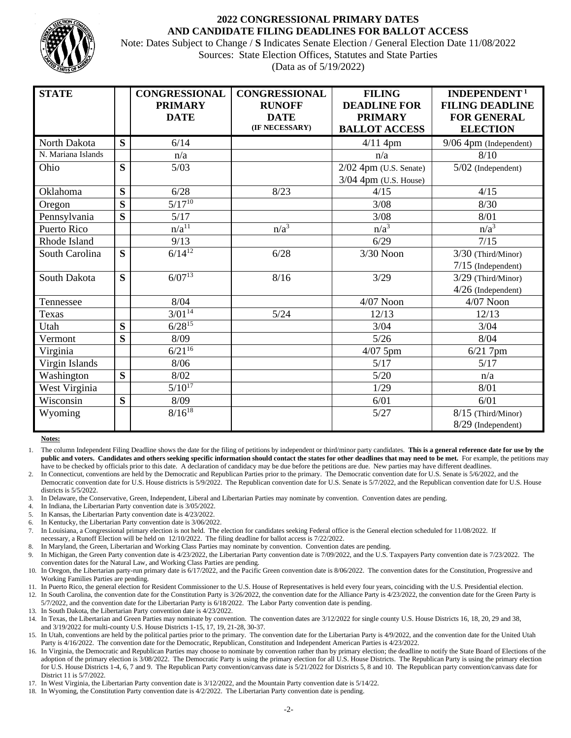# 2022 CONGRESSIONAL PRIMARY DATES AND CANDIDATE FILING DEADLINES FOR BALLOT ACCESS

Note: Dates Subject to Change / **S** Indicates Senate Election / General Election Date 11/08/2022

Sources: State Election Offices, Statutes and State Parties

(Data as of 5/19/2022)

| STATE | | CONGRESSIONAL PRIMARY DATE | CONGRESSIONAL RUNOFF DATE (IF NECESSARY) | FILING DEADLINE FOR PRIMARY BALLOT ACCESS | INDEPENDENT[1] FILING DEADLINE FOR GENERAL ELECTION |
|---|---|---|---|---|---|
| North Dakota | S | 6/14 | | 4/11 4pm | 9/06 4pm (Independent) |
| N. Mariana Islands | | n/a | | n/a | 8/10 |
| Ohio | S | 5/03 | | 2/02 4pm (U.S. Senate)<br>3/04 4pm (U.S. House) | 5/02 (Independent) |
| Oklahoma | S | 6/28 | 8/23 | 4/15 | 4/15 |
| Oregon | S | 5/17[10] | | 3/08 | 8/30 |
| Pennsylvania | S | 5/17 | | 3/08 | 8/01 |
| Puerto Rico | | n/a[11] | n/a[3] | n/a[3] | n/a[3] |
| Rhode Island | | 9/13 | | 6/29 | 7/15 |
| South Carolina | S | 6/14[12] | 6/28 | 3/30 Noon | 3/30 (Third/Minor)<br>7/15 (Independent) |
| South Dakota | S | 6/07[13] | 8/16 | 3/29 | 3/29 (Third/Minor)<br>4/26 (Independent) |
| Tennessee | | 8/04 | | 4/07 Noon | 4/07 Noon |
| Texas | | 3/01[14] | 5/24 | 12/13 | 12/13 |
| Utah | S | 6/28[15] | | 3/04 | 3/04 |
| Vermont | S | 8/09 | | 5/26 | 8/04 |
| Virginia | | 6/21[16] | | 4/07 5pm | 6/21 7pm |
| Virgin Islands | | 8/06 | | 5/17 | 5/17 |
| Washington | S | 8/02 | | 5/20 | n/a |
| West Virginia | | 5/10[17] | | 1/29 | 8/01 |
| Wisconsin | S | 8/09 | | 6/01 | 6/01 |
| Wyoming | | 8/16[18] | | 5/27 | 8/15 (Third/Minor)<br>8/29 (Independent) |

**Notes:**

1. The column Independent Filing Deadline shows the date for the filing of petitions by independent or third/minor party candidates. **This is a general reference date for use by the public and voters. Candidates and others seeking specific information should contact the states for other deadlines that may need to be met.** For example, the petitions may have to be checked by officials prior to this date. A declaration of candidacy may be due before the petitions are due. New parties may have different deadlines.
2. In Connecticut, conventions are held by the Democratic and Republican Parties prior to the primary. The Democratic convention date for U.S. Senate is 5/6/2022, and the Democratic convention date for U.S. House districts is 5/9/2022. The Republican convention date for U.S. Senate is 5/7/2022, and the Republican convention date for U.S. House districts is 5/5/2022.
3. In Delaware, the Conservative, Green, Independent, Liberal and Libertarian Parties may nominate by convention. Convention dates are pending.
4. In Indiana, the Libertarian Party convention date is 3/05/2022.
5. In Kansas, the Libertarian Party convention date is 4/23/2022.
6. In Kentucky, the Libertarian Party convention date is 3/06/2022.
7. In Louisiana, a Congressional primary election is not held. The election for candidates seeking Federal office is the General election scheduled for 11/08/2022. If necessary, a Runoff Election will be held on 12/10/2022. The filing deadline for ballot access is 7/22/2022.
8. In Maryland, the Green, Libertarian and Working Class Parties may nominate by convention. Convention dates are pending.
9. In Michigan, the Green Party convention date is 4/23/2022, the Libertarian Party convention date is 7/09/2022, and the U.S. Taxpayers Party convention date is 7/23/2022. The convention dates for the Natural Law, and Working Class Parties are pending.
10. In Oregon, the Libertarian party-run primary date is 6/17/2022, and the Pacific Green convention date is 8/06/2022. The convention dates for the Constitution, Progressive and Working Families Parties are pending.
11. In Puerto Rico, the general election for Resident Commissioner to the U.S. House of Representatives is held every four years, coinciding with the U.S. Presidential election.
12. In South Carolina, the convention date for the Constitution Party is 3/26/2022, the convention date for the Alliance Party is 4/23/2022, the convention date for the Green Party is 5/7/2022, and the convention date for the Libertarian Party is 6/18/2022. The Labor Party convention date is pending.
13. In South Dakota, the Libertarian Party convention date is 4/23/2022.
14. In Texas, the Libertarian and Green Parties may nominate by convention. The convention dates are 3/12/2022 for single county U.S. House Districts 16, 18, 20, 29 and 38, and 3/19/2022 for multi-county U.S. House Districts 1-15, 17, 19, 21-28, 30-37.
15. In Utah, conventions are held by the political parties prior to the primary. The convention date for the Libertarian Party is 4/9/2022, and the convention date for the United Utah Party is 4/16/2022. The convention date for the Democratic, Republican, Constitution and Independent American Parties is 4/23/2022.
16. In Virginia, the Democratic and Republican Parties may choose to nominate by convention rather than by primary election; the deadline to notify the State Board of Elections of the adoption of the primary election is 3/08/2022. The Democratic Party is using the primary election for all U.S. House Districts. The Republican Party is using the primary election for U.S. House Districts 1-4, 6, 7 and 9. The Republican Party convention/canvass date is 5/21/2022 for Districts 5, 8 and 10. The Republican party convention/canvass date for District 11 is 5/7/2022.
17. In West Virginia, the Libertarian Party convention date is 3/12/2022, and the Mountain Party convention date is 5/14/22.
18. In Wyoming, the Constitution Party convention date is 4/2/2022. The Libertarian Party convention date is pending.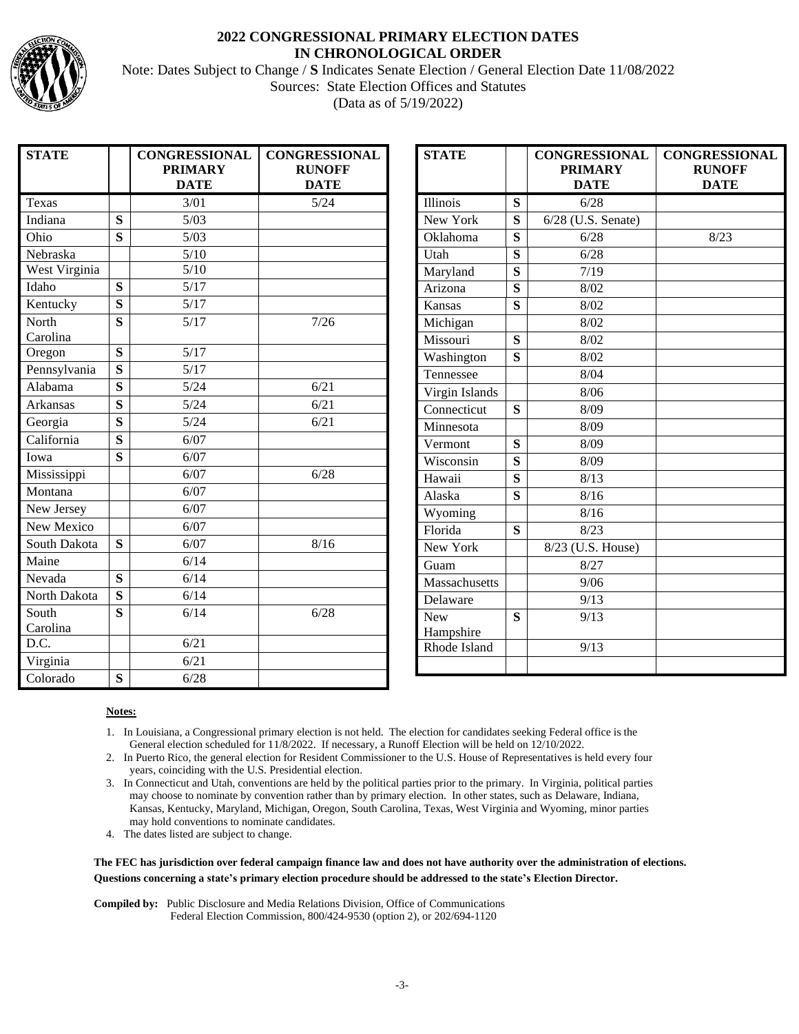# 2022 CONGRESSIONAL PRIMARY ELECTION DATES IN CHRONOLOGICAL ORDER

Note: Dates Subject to Change / **S** Indicates Senate Election / General Election Date 11/08/2022

Sources: State Election Offices and Statutes

(Data as of 5/19/2022)

| STATE | | CONGRESSIONAL PRIMARY DATE | CONGRESSIONAL RUNOFF DATE |
|---|---|---|---|
| Texas | | 3/01 | 5/24 |
| Indiana | **S** | 5/03 | |
| Ohio | **S** | 5/03 | |
| Nebraska | | 5/10 | |
| West Virginia | | 5/10 | |
| Idaho | **S** | 5/17 | |
| Kentucky | **S** | 5/17 | |
| North Carolina | **S** | 5/17 | 7/26 |
| Oregon | **S** | 5/17 | |
| Pennsylvania | **S** | 5/17 | |
| Alabama | **S** | 5/24 | 6/21 |
| Arkansas | **S** | 5/24 | 6/21 |
| Georgia | **S** | 5/24 | 6/21 |
| California | **S** | 6/07 | |
| Iowa | **S** | 6/07 | |
| Mississippi | | 6/07 | 6/28 |
| Montana | | 6/07 | |
| New Jersey | | 6/07 | |
| New Mexico | | 6/07 | |
| South Dakota | **S** | 6/07 | 8/16 |
| Maine | | 6/14 | |
| Nevada | **S** | 6/14 | |
| North Dakota | **S** | 6/14 | |
| South Carolina | **S** | 6/14 | 6/28 |
| D.C. | | 6/21 | |
| Virginia | | 6/21 | |
| Colorado | **S** | 6/28 | |
| Illinois | **S** | 6/28 | |
| New York | **S** | 6/28 (U.S. Senate) | |
| Oklahoma | **S** | 6/28 | 8/23 |
| Utah | **S** | 6/28 | |
| Maryland | **S** | 7/19 | |
| Arizona | **S** | 8/02 | |
| Kansas | **S** | 8/02 | |
| Michigan | | 8/02 | |
| Missouri | **S** | 8/02 | |
| Washington | **S** | 8/02 | |
| Tennessee | | 8/04 | |
| Virgin Islands | | 8/06 | |
| Connecticut | **S** | 8/09 | |
| Minnesota | | 8/09 | |
| Vermont | **S** | 8/09 | |
| Wisconsin | **S** | 8/09 | |
| Hawaii | **S** | 8/13 | |
| Alaska | **S** | 8/16 | |
| Wyoming | | 8/16 | |
| Florida | **S** | 8/23 | |
| New York | | 8/23 (U.S. House) | |
| Guam | | 8/27 | |
| Massachusetts | | 9/06 | |
| Delaware | | 9/13 | |
| New Hampshire | **S** | 9/13 | |
| Rhode Island | | 9/13 | |

**Notes:**

1. In Louisiana, a Congressional primary election is not held. The election for candidates seeking Federal office is the General election scheduled for 11/8/2022. If necessary, a Runoff Election will be held on 12/10/2022.
2. In Puerto Rico, the general election for Resident Commissioner to the U.S. House of Representatives is held every four years, coinciding with the U.S. Presidential election.
3. In Connecticut and Utah, conventions are held by the political parties prior to the primary. In Virginia, political parties may choose to nominate by convention rather than by primary election. In other states, such as Delaware, Indiana, Kansas, Kentucky, Maryland, Michigan, Oregon, South Carolina, Texas, West Virginia and Wyoming, minor parties may hold conventions to nominate candidates.
4. The dates listed are subject to change.

**The FEC has jurisdiction over federal campaign finance law and does not have authority over the administration of elections. Questions concerning a state's primary election procedure should be addressed to the state's Election Director.**

**Compiled by:** Public Disclosure and Media Relations Division, Office of Communications
Federal Election Commission, 800/424-9530 (option 2), or 202/694-1120